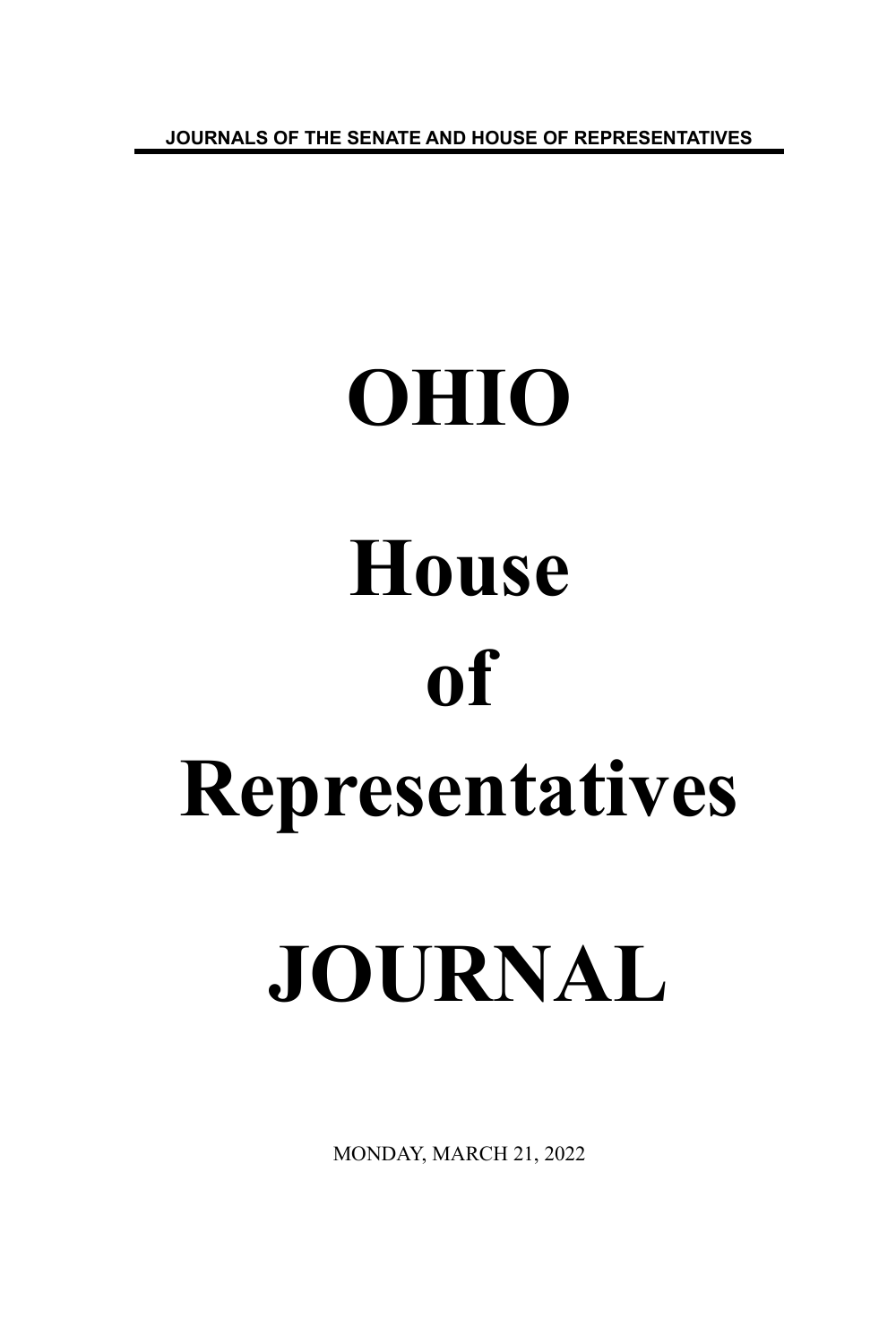JOURNALS OF THE SENATE AND HOUSE OF REPRESENTATIVES

# OHIO

# House

# of

# Representatives

# JOURNAL

MONDAY, MARCH 21, 2022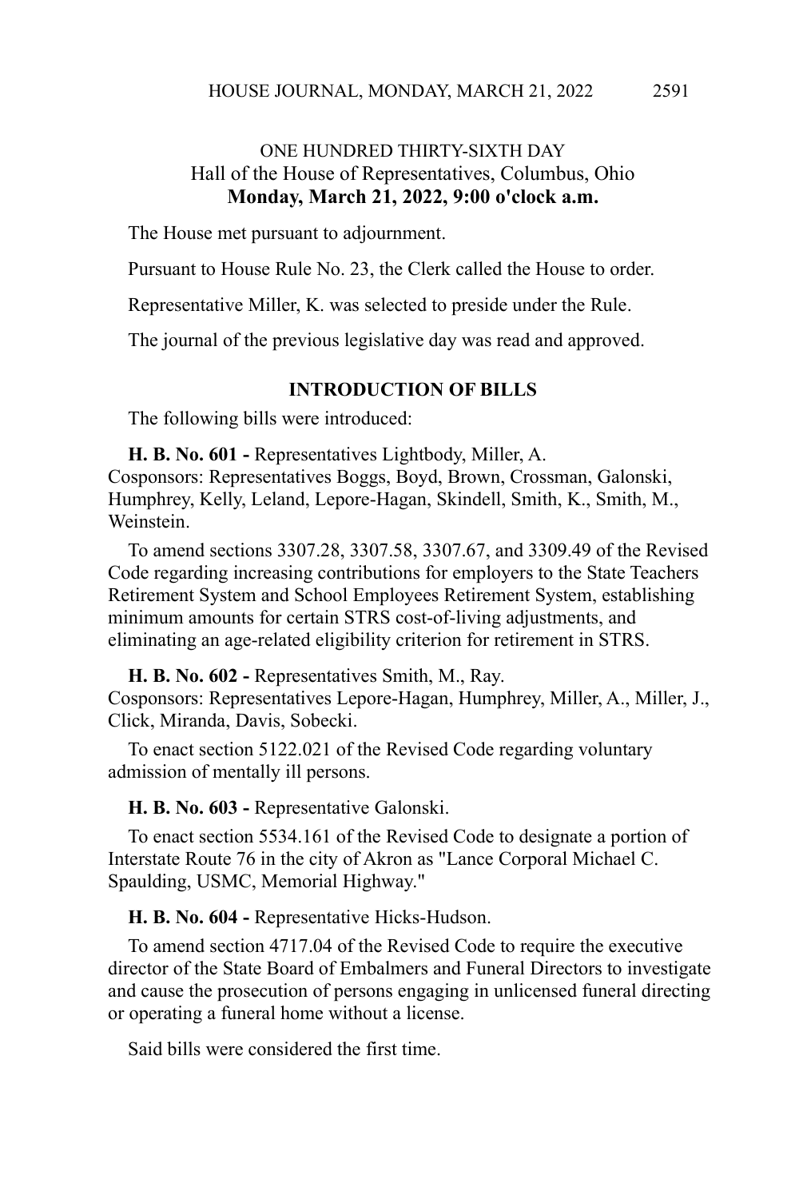ONE HUNDRED THIRTY-SIXTH DAY
Hall of the House of Representatives, Columbus, Ohio
**Monday, March 21, 2022, 9:00 o'clock a.m.**

The House met pursuant to adjournment.

Pursuant to House Rule No. 23, the Clerk called the House to order.

Representative Miller, K. was selected to preside under the Rule.

The journal of the previous legislative day was read and approved.

## INTRODUCTION OF BILLS

The following bills were introduced:

**H. B. No. 601 -** Representatives Lightbody, Miller, A.
Cosponsors: Representatives Boggs, Boyd, Brown, Crossman, Galonski, Humphrey, Kelly, Leland, Lepore-Hagan, Skindell, Smith, K., Smith, M., Weinstein.

To amend sections 3307.28, 3307.58, 3307.67, and 3309.49 of the Revised Code regarding increasing contributions for employers to the State Teachers Retirement System and School Employees Retirement System, establishing minimum amounts for certain STRS cost-of-living adjustments, and eliminating an age-related eligibility criterion for retirement in STRS.

**H. B. No. 602 -** Representatives Smith, M., Ray.
Cosponsors: Representatives Lepore-Hagan, Humphrey, Miller, A., Miller, J., Click, Miranda, Davis, Sobecki.

To enact section 5122.021 of the Revised Code regarding voluntary admission of mentally ill persons.

**H. B. No. 603 -** Representative Galonski.

To enact section 5534.161 of the Revised Code to designate a portion of Interstate Route 76 in the city of Akron as "Lance Corporal Michael C. Spaulding, USMC, Memorial Highway."

**H. B. No. 604 -** Representative Hicks-Hudson.

To amend section 4717.04 of the Revised Code to require the executive director of the State Board of Embalmers and Funeral Directors to investigate and cause the prosecution of persons engaging in unlicensed funeral directing or operating a funeral home without a license.

Said bills were considered the first time.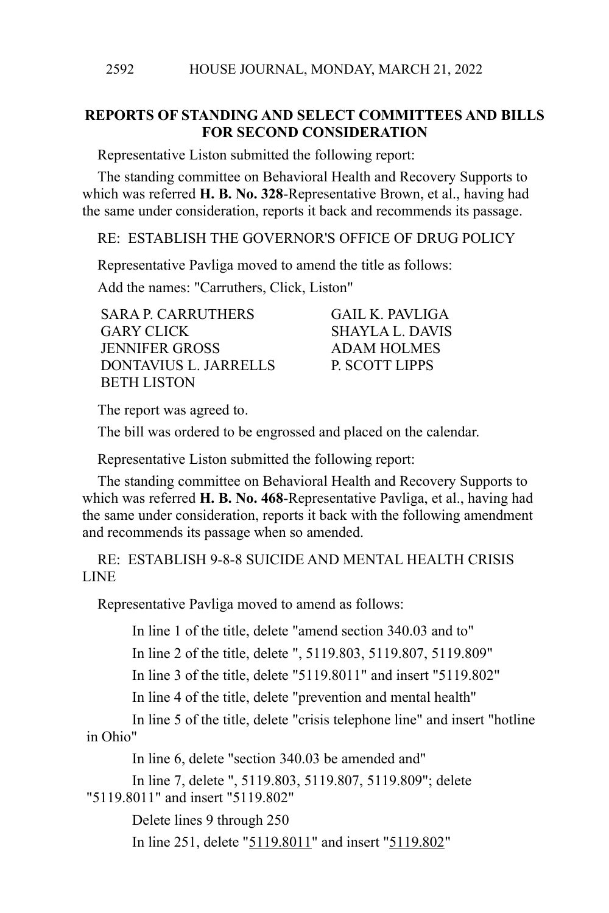**REPORTS OF STANDING AND SELECT COMMITTEES AND BILLS FOR SECOND CONSIDERATION**

Representative Liston submitted the following report:

The standing committee on Behavioral Health and Recovery Supports to which was referred **H. B. No. 328**-Representative Brown, et al., having had the same under consideration, reports it back and recommends its passage.

RE: ESTABLISH THE GOVERNOR'S OFFICE OF DRUG POLICY

Representative Pavliga moved to amend the title as follows:

Add the names: "Carruthers, Click, Liston"

SARA P. CARRUTHERS
GAIL K. PAVLIGA
GARY CLICK
SHAYLA L. DAVIS
JENNIFER GROSS
ADAM HOLMES
DONTAVIUS L. JARRELLS
P. SCOTT LIPPS
BETH LISTON

The report was agreed to.

The bill was ordered to be engrossed and placed on the calendar.

Representative Liston submitted the following report:

The standing committee on Behavioral Health and Recovery Supports to which was referred **H. B. No. 468**-Representative Pavliga, et al., having had the same under consideration, reports it back with the following amendment and recommends its passage when so amended.

RE: ESTABLISH 9-8-8 SUICIDE AND MENTAL HEALTH CRISIS LINE

Representative Pavliga moved to amend as follows:

In line 1 of the title, delete "amend section 340.03 and to"

In line 2 of the title, delete ", 5119.803, 5119.807, 5119.809"

In line 3 of the title, delete "5119.8011" and insert "5119.802"

In line 4 of the title, delete "prevention and mental health"

In line 5 of the title, delete "crisis telephone line" and insert "hotline in Ohio"

In line 6, delete "section 340.03 be amended and"

In line 7, delete ", 5119.803, 5119.807, 5119.809"; delete "5119.8011" and insert "5119.802"

Delete lines 9 through 250

In line 251, delete "<u>5119.8011</u>" and insert "<u>5119.802</u>"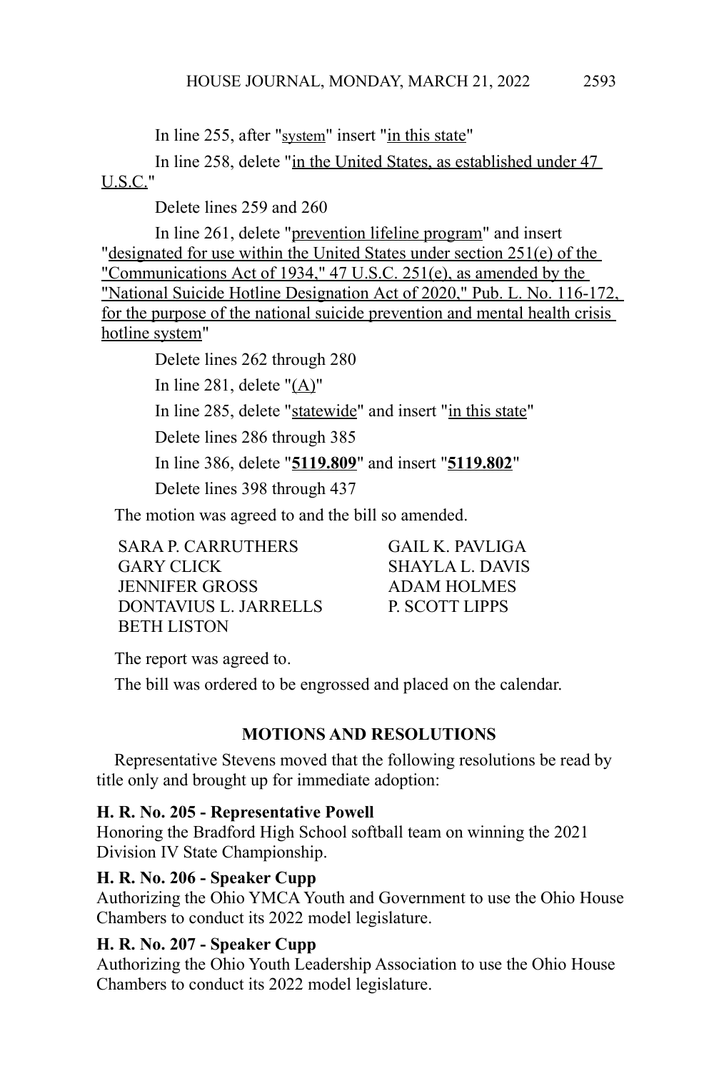In line 255, after "system" insert "in this state"

In line 258, delete "in the United States, as established under 47 U.S.C."

Delete lines 259 and 260

In line 261, delete "prevention lifeline program" and insert "designated for use within the United States under section 251(e) of the "Communications Act of 1934," 47 U.S.C. 251(e), as amended by the "National Suicide Hotline Designation Act of 2020," Pub. L. No. 116-172, for the purpose of the national suicide prevention and mental health crisis hotline system"

Delete lines 262 through 280

In line 281, delete "(A)"

In line 285, delete "statewide" and insert "in this state"

Delete lines 286 through 385

In line 386, delete "**5119.809**" and insert "**5119.802**"

Delete lines 398 through 437

The motion was agreed to and the bill so amended.

SARA P. CARRUTHERS
GAIL K. PAVLIGA
GARY CLICK
SHAYLA L. DAVIS
JENNIFER GROSS
ADAM HOLMES
DONTAVIUS L. JARRELLS
P. SCOTT LIPPS
BETH LISTON

The report was agreed to.

The bill was ordered to be engrossed and placed on the calendar.

## MOTIONS AND RESOLUTIONS

Representative Stevens moved that the following resolutions be read by title only and brought up for immediate adoption:

**H. R. No. 205 - Representative Powell**
Honoring the Bradford High School softball team on winning the 2021 Division IV State Championship.

**H. R. No. 206 - Speaker Cupp**
Authorizing the Ohio YMCA Youth and Government to use the Ohio House Chambers to conduct its 2022 model legislature.

**H. R. No. 207 - Speaker Cupp**
Authorizing the Ohio Youth Leadership Association to use the Ohio House Chambers to conduct its 2022 model legislature.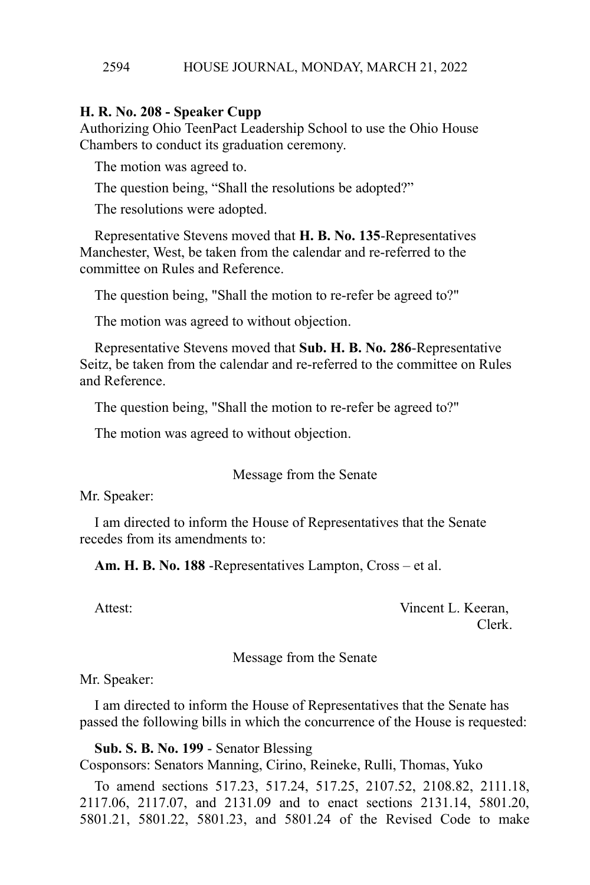**H. R. No. 208 - Speaker Cupp**
Authorizing Ohio TeenPact Leadership School to use the Ohio House Chambers to conduct its graduation ceremony.

The motion was agreed to.

The question being, “Shall the resolutions be adopted?”

The resolutions were adopted.

Representative Stevens moved that **H. B. No. 135**-Representatives Manchester, West, be taken from the calendar and re-referred to the committee on Rules and Reference.

The question being, "Shall the motion to re-refer be agreed to?"

The motion was agreed to without objection.

Representative Stevens moved that **Sub. H. B. No. 286**-Representative Seitz, be taken from the calendar and re-referred to the committee on Rules and Reference.

The question being, "Shall the motion to re-refer be agreed to?"

The motion was agreed to without objection.

Message from the Senate

Mr. Speaker:

I am directed to inform the House of Representatives that the Senate recedes from its amendments to:

**Am. H. B. No. 188** -Representatives Lampton, Cross – et al.

Attest: Vincent L. Keeran,
Clerk.

Message from the Senate

Mr. Speaker:

I am directed to inform the House of Representatives that the Senate has passed the following bills in which the concurrence of the House is requested:

**Sub. S. B. No. 199** - Senator Blessing
Cosponsors: Senators Manning, Cirino, Reineke, Rulli, Thomas, Yuko

To amend sections 517.23, 517.24, 517.25, 2107.52, 2108.82, 2111.18, 2117.06, 2117.07, and 2131.09 and to enact sections 2131.14, 5801.20, 5801.21, 5801.22, 5801.23, and 5801.24 of the Revised Code to make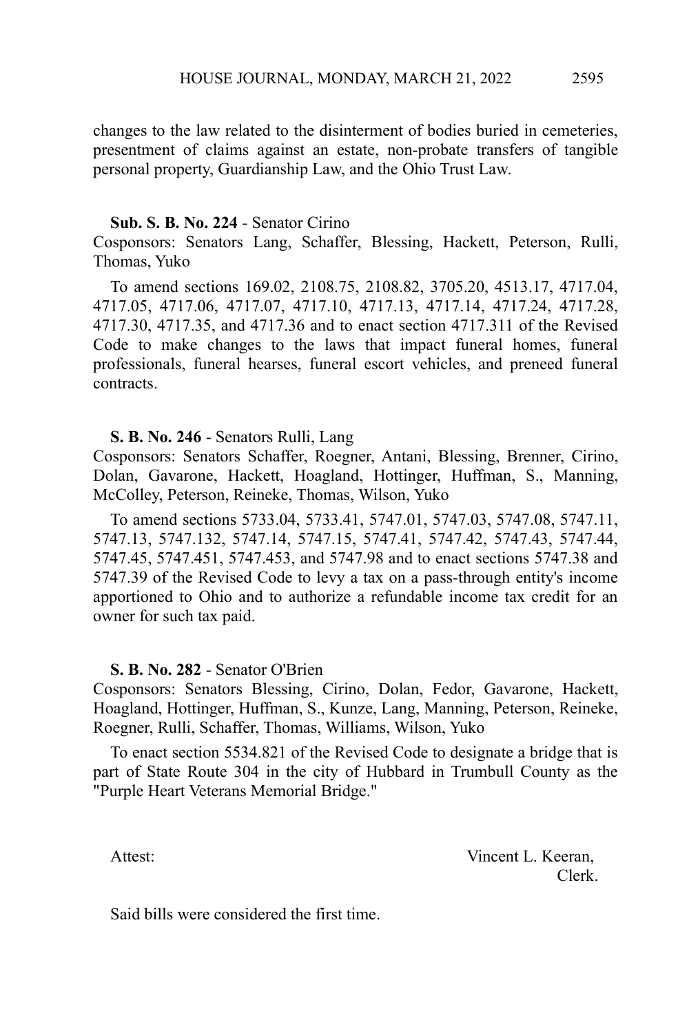changes to the law related to the disinterment of bodies buried in cemeteries, presentment of claims against an estate, non-probate transfers of tangible personal property, Guardianship Law, and the Ohio Trust Law.

**Sub. S. B. No. 224** - Senator Cirino
Cosponsors: Senators Lang, Schaffer, Blessing, Hackett, Peterson, Rulli, Thomas, Yuko

To amend sections 169.02, 2108.75, 2108.82, 3705.20, 4513.17, 4717.04, 4717.05, 4717.06, 4717.07, 4717.10, 4717.13, 4717.14, 4717.24, 4717.28, 4717.30, 4717.35, and 4717.36 and to enact section 4717.311 of the Revised Code to make changes to the laws that impact funeral homes, funeral professionals, funeral hearses, funeral escort vehicles, and preneed funeral contracts.

**S. B. No. 246** - Senators Rulli, Lang
Cosponsors: Senators Schaffer, Roegner, Antani, Blessing, Brenner, Cirino, Dolan, Gavarone, Hackett, Hoagland, Hottinger, Huffman, S., Manning, McColley, Peterson, Reineke, Thomas, Wilson, Yuko

To amend sections 5733.04, 5733.41, 5747.01, 5747.03, 5747.08, 5747.11, 5747.13, 5747.132, 5747.14, 5747.15, 5747.41, 5747.42, 5747.43, 5747.44, 5747.45, 5747.451, 5747.453, and 5747.98 and to enact sections 5747.38 and 5747.39 of the Revised Code to levy a tax on a pass-through entity's income apportioned to Ohio and to authorize a refundable income tax credit for an owner for such tax paid.

**S. B. No. 282** - Senator O'Brien
Cosponsors: Senators Blessing, Cirino, Dolan, Fedor, Gavarone, Hackett, Hoagland, Hottinger, Huffman, S., Kunze, Lang, Manning, Peterson, Reineke, Roegner, Rulli, Schaffer, Thomas, Williams, Wilson, Yuko

To enact section 5534.821 of the Revised Code to designate a bridge that is part of State Route 304 in the city of Hubbard in Trumbull County as the "Purple Heart Veterans Memorial Bridge."

Attest: Vincent L. Keeran,
Clerk.

Said bills were considered the first time.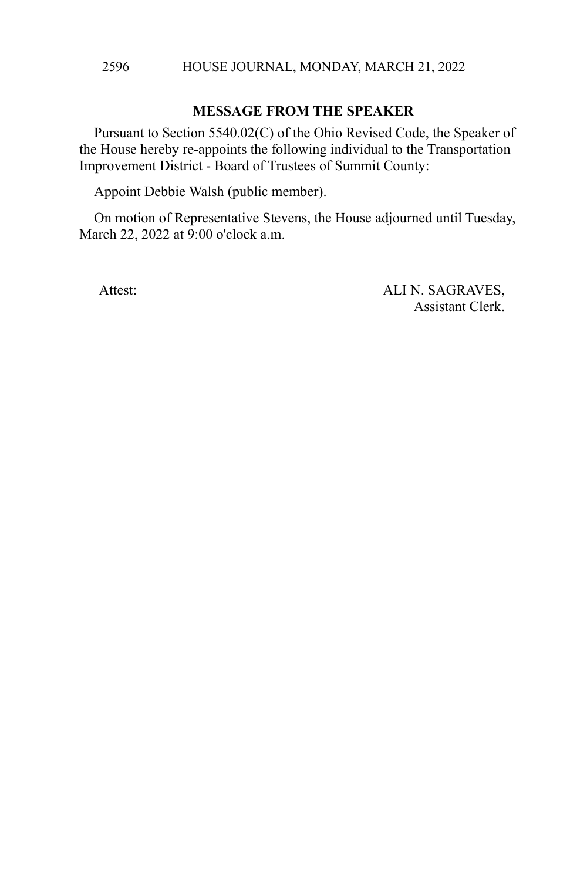## MESSAGE FROM THE SPEAKER

Pursuant to Section 5540.02(C) of the Ohio Revised Code, the Speaker of the House hereby re-appoints the following individual to the Transportation Improvement District - Board of Trustees of Summit County:

Appoint Debbie Walsh (public member).

On motion of Representative Stevens, the House adjourned until Tuesday, March 22, 2022 at 9:00 o'clock a.m.

Attest: ALI N. SAGRAVES,
Assistant Clerk.